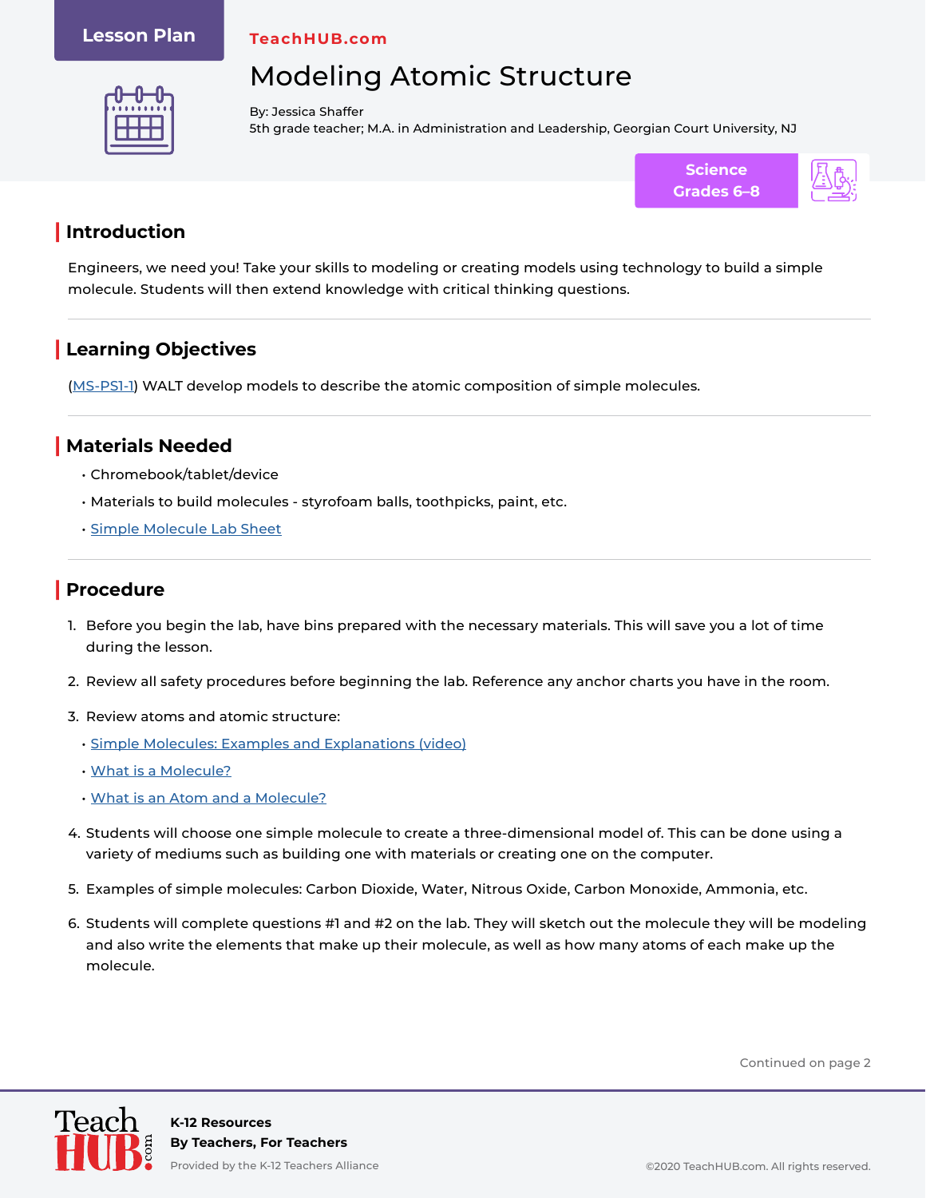Lesson Plan

TeachHUB.com

# Modeling Atomic Structure

By: Jessica Shaffer
5th grade teacher; M.A. in Administration and Leadership, Georgian Court University, NJ

Science
Grades 6–8

## Introduction

Engineers, we need you! Take your skills to modeling or creating models using technology to build a simple molecule. Students will then extend knowledge with critical thinking questions.

## Learning Objectives

(MS-PS1-1) WALT develop models to describe the atomic composition of simple molecules.

## Materials Needed

- Chromebook/tablet/device
- Materials to build molecules - styrofoam balls, toothpicks, paint, etc.
- Simple Molecule Lab Sheet

## Procedure

1. Before you begin the lab, have bins prepared with the necessary materials. This will save you a lot of time during the lesson.
2. Review all safety procedures before beginning the lab. Reference any anchor charts you have in the room.
3. Review atoms and atomic structure:
   - Simple Molecules: Examples and Explanations (video)
   - What is a Molecule?
   - What is an Atom and a Molecule?
4. Students will choose one simple molecule to create a three-dimensional model of. This can be done using a variety of mediums such as building one with materials or creating one on the computer.
5. Examples of simple molecules: Carbon Dioxide, Water, Nitrous Oxide, Carbon Monoxide, Ammonia, etc.
6. Students will complete questions #1 and #2 on the lab. They will sketch out the molecule they will be modeling and also write the elements that make up their molecule, as well as how many atoms of each make up the molecule.

Continued on page 2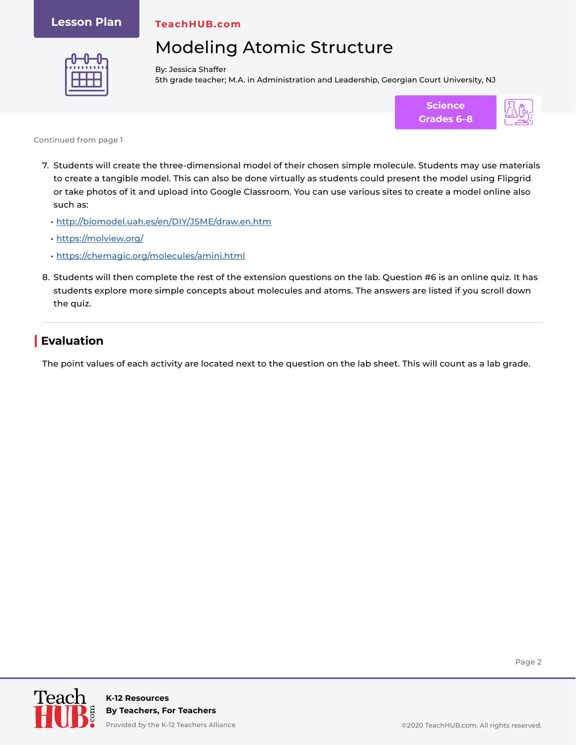Continued from page 1

7. Students will create the three-dimensional model of their chosen simple molecule. Students may use materials to create a tangible model. This can also be done virtually as students could present the model using Flipgrid or take photos of it and upload into Google Classroom. You can use various sites to create a model online also such as:
   - http://biomodel.uah.es/en/DIY/JSME/draw.en.htm
   - https://molview.org/
   - https://chemagic.org/molecules/amini.html
8. Students will then complete the rest of the extension questions on the lab. Question #6 is an online quiz. It has students explore more simple concepts about molecules and atoms. The answers are listed if you scroll down the quiz.

## Evaluation

The point values of each activity are located next to the question on the lab sheet. This will count as a lab grade.